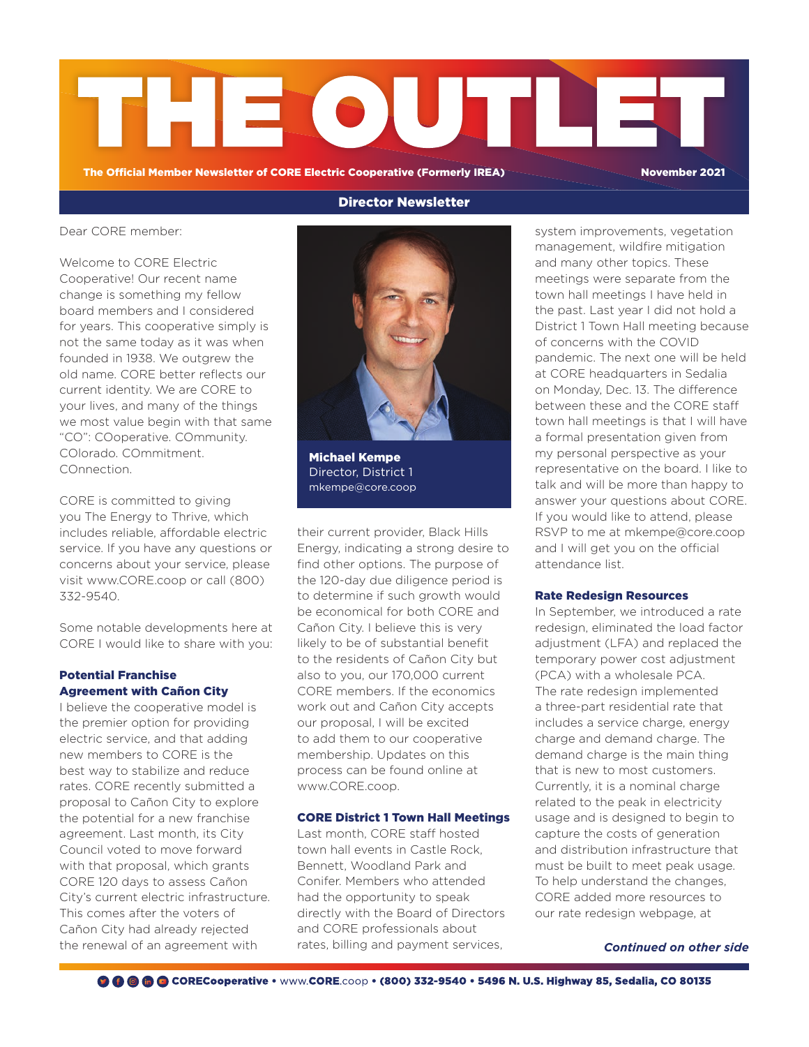# THE OUTLET

**The Official Member Newsletter of CORE Electric Cooperative (Formerly IREA)** **November 2021**

## Director Newsletter

Dear CORE member:

Welcome to CORE Electric Cooperative! Our recent name change is something my fellow board members and I considered for years. This cooperative simply is not the same today as it was when founded in 1938. We outgrew the old name. CORE better reflects our current identity. We are CORE to your lives, and many of the things we most value begin with that same "CO": COoperative. COmmunity. COlorado. COmmitment. COnnection.

CORE is committed to giving you The Energy to Thrive, which includes reliable, affordable electric service. If you have any questions or concerns about your service, please visit www.CORE.coop or call (800) 332-9540.

Some notable developments here at CORE I would like to share with you:

**Michael Kempe**
Director, District 1
mkempe@core.coop

### Potential Franchise Agreement with Cañon City

I believe the cooperative model is the premier option for providing electric service, and that adding new members to CORE is the best way to stabilize and reduce rates. CORE recently submitted a proposal to Cañon City to explore the potential for a new franchise agreement. Last month, its City Council voted to move forward with that proposal, which grants CORE 120 days to assess Cañon City's current electric infrastructure. This comes after the voters of Cañon City had already rejected the renewal of an agreement with their current provider, Black Hills Energy, indicating a strong desire to find other options. The purpose of the 120-day due diligence period is to determine if such growth would be economical for both CORE and Cañon City. I believe this is very likely to be of substantial benefit to the residents of Cañon City but also to you, our 170,000 current CORE members. If the economics work out and Cañon City accepts our proposal, I will be excited to add them to our cooperative membership. Updates on this process can be found online at www.CORE.coop.

### CORE District 1 Town Hall Meetings

Last month, CORE staff hosted town hall events in Castle Rock, Bennett, Woodland Park and Conifer. Members who attended had the opportunity to speak directly with the Board of Directors and CORE professionals about rates, billing and payment services, system improvements, vegetation management, wildfire mitigation and many other topics. These meetings were separate from the town hall meetings I have held in the past. Last year I did not hold a District 1 Town Hall meeting because of concerns with the COVID pandemic. The next one will be held at CORE headquarters in Sedalia on Monday, Dec. 13. The difference between these and the CORE staff town hall meetings is that I will have a formal presentation given from my personal perspective as your representative on the board. I like to talk and will be more than happy to answer your questions about CORE. If you would like to attend, please RSVP to me at mkempe@core.coop and I will get you on the official attendance list.

### Rate Redesign Resources

In September, we introduced a rate redesign, eliminated the load factor adjustment (LFA) and replaced the temporary power cost adjustment (PCA) with a wholesale PCA. The rate redesign implemented a three-part residential rate that includes a service charge, energy charge and demand charge. The demand charge is the main thing that is new to most customers. Currently, it is a nominal charge related to the peak in electricity usage and is designed to begin to capture the costs of generation and distribution infrastructure that must be built to meet peak usage. To help understand the changes, CORE added more resources to our rate redesign webpage, at

***Continued on other side***

**COREcooperative** • www.**CORE**.coop • **(800) 332-9540 • 5496 N. U.S. Highway 85, Sedalia, CO 80135**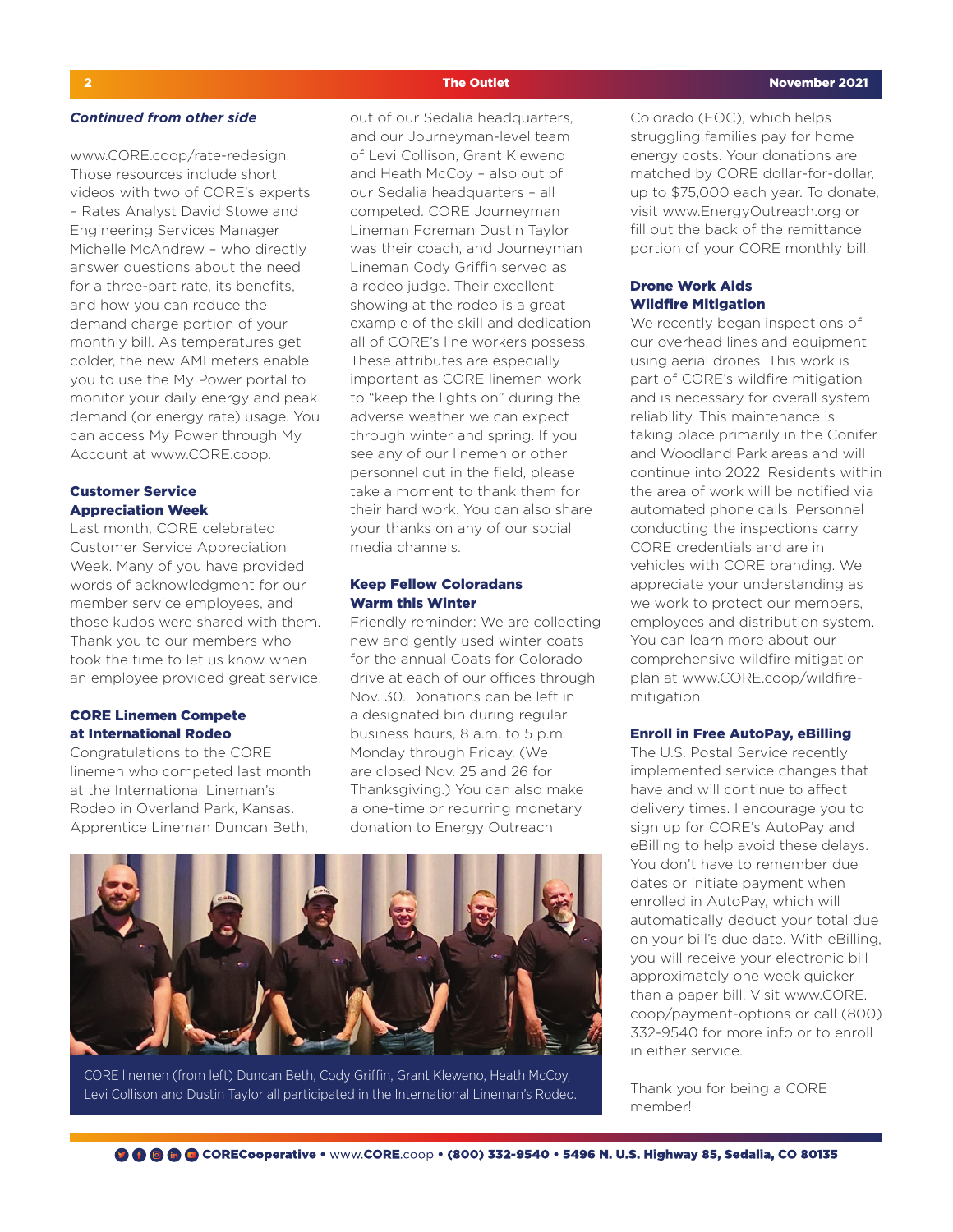*Continued from other side*

www.CORE.coop/rate-redesign. Those resources include short videos with two of CORE's experts – Rates Analyst David Stowe and Engineering Services Manager Michelle McAndrew – who directly answer questions about the need for a three-part rate, its benefits, and how you can reduce the demand charge portion of your monthly bill. As temperatures get colder, the new AMI meters enable you to use the My Power portal to monitor your daily energy and peak demand (or energy rate) usage. You can access My Power through My Account at www.CORE.coop.

### Customer Service Appreciation Week

Last month, CORE celebrated Customer Service Appreciation Week. Many of you have provided words of acknowledgment for our member service employees, and those kudos were shared with them. Thank you to our members who took the time to let us know when an employee provided great service!

### CORE Linemen Compete at International Rodeo

Congratulations to the CORE linemen who competed last month at the International Lineman's Rodeo in Overland Park, Kansas. Apprentice Lineman Duncan Beth, out of our Sedalia headquarters, and our Journeyman-level team of Levi Collison, Grant Kleweno and Heath McCoy – also out of our Sedalia headquarters – all competed. CORE Journeyman Lineman Foreman Dustin Taylor was their coach, and Journeyman Lineman Cody Griffin served as a rodeo judge. Their excellent showing at the rodeo is a great example of the skill and dedication all of CORE's line workers possess. These attributes are especially important as CORE linemen work to "keep the lights on" during the adverse weather we can expect through winter and spring. If you see any of our linemen or other personnel out in the field, please take a moment to thank them for their hard work. You can also share your thanks on any of our social media channels.

### Keep Fellow Coloradans Warm this Winter

Friendly reminder: We are collecting new and gently used winter coats for the annual Coats for Colorado drive at each of our offices through Nov. 30. Donations can be left in a designated bin during regular business hours, 8 a.m. to 5 p.m. Monday through Friday. (We are closed Nov. 25 and 26 for Thanksgiving.) You can also make a one-time or recurring monetary donation to Energy Outreach Colorado (EOC), which helps struggling families pay for home energy costs. Your donations are matched by CORE dollar-for-dollar, up to $75,000 each year. To donate, visit www.EnergyOutreach.org or fill out the back of the remittance portion of your CORE monthly bill.

CORE linemen (from left) Duncan Beth, Cody Griffin, Grant Kleweno, Heath McCoy, Levi Collison and Dustin Taylor all participated in the International Lineman's Rodeo.

### Drone Work Aids Wildfire Mitigation

We recently began inspections of our overhead lines and equipment using aerial drones. This work is part of CORE's wildfire mitigation and is necessary for overall system reliability. This maintenance is taking place primarily in the Conifer and Woodland Park areas and will continue into 2022. Residents within the area of work will be notified via automated phone calls. Personnel conducting the inspections carry CORE credentials and are in vehicles with CORE branding. We appreciate your understanding as we work to protect our members, employees and distribution system. You can learn more about our comprehensive wildfire mitigation plan at www.CORE.coop/wildfire-mitigation.

### Enroll in Free AutoPay, eBilling

The U.S. Postal Service recently implemented service changes that have and will continue to affect delivery times. I encourage you to sign up for CORE's AutoPay and eBilling to help avoid these delays. You don't have to remember due dates or initiate payment when enrolled in AutoPay, which will automatically deduct your total due on your bill's due date. With eBilling, you will receive your electronic bill approximately one week quicker than a paper bill. Visit www.CORE.coop/payment-options or call (800) 332-9540 for more info or to enroll in either service.

Thank you for being a CORE member!

COREcooperative • www.CORE.coop • (800) 332-9540 • 5496 N. U.S. Highway 85, Sedalia, CO 80135